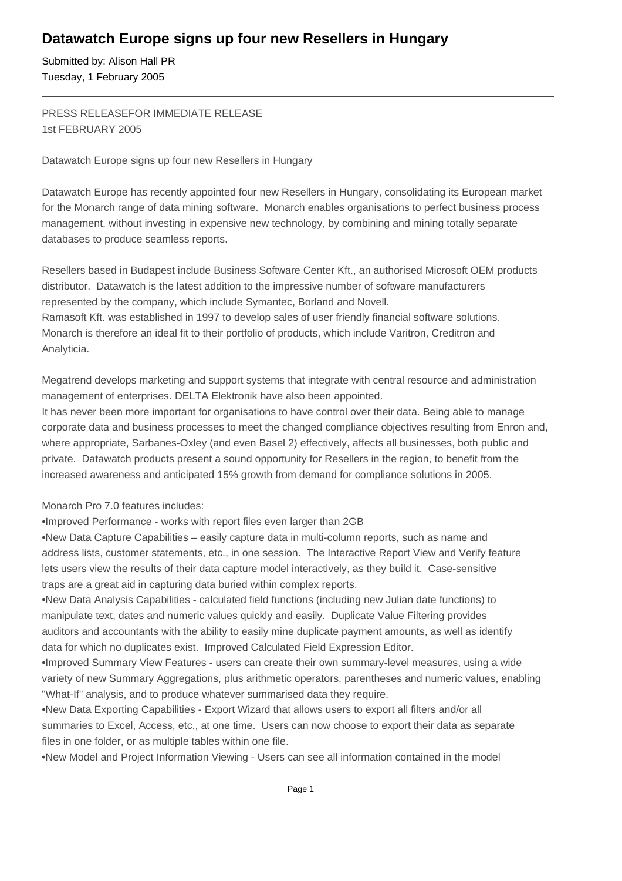# Datawatch Europe signs up four new Resellers in Hungary

Submitted by: Alison Hall PR
Tuesday, 1 February 2005

---

PRESS RELEASEFOR IMMEDIATE RELEASE
1st FEBRUARY 2005

Datawatch Europe signs up four new Resellers in Hungary

Datawatch Europe has recently appointed four new Resellers in Hungary, consolidating its European market for the Monarch range of data mining software. Monarch enables organisations to perfect business process management, without investing in expensive new technology, by combining and mining totally separate databases to produce seamless reports.

Resellers based in Budapest include Business Software Center Kft., an authorised Microsoft OEM products distributor. Datawatch is the latest addition to the impressive number of software manufacturers represented by the company, which include Symantec, Borland and Novell.
Ramasoft Kft. was established in 1997 to develop sales of user friendly financial software solutions. Monarch is therefore an ideal fit to their portfolio of products, which include Varitron, Creditron and Analyticia.

Megatrend develops marketing and support systems that integrate with central resource and administration management of enterprises. DELTA Elektronik have also been appointed.
It has never been more important for organisations to have control over their data. Being able to manage corporate data and business processes to meet the changed compliance objectives resulting from Enron and, where appropriate, Sarbanes-Oxley (and even Basel 2) effectively, affects all businesses, both public and private. Datawatch products present a sound opportunity for Resellers in the region, to benefit from the increased awareness and anticipated 15% growth from demand for compliance solutions in 2005.

Monarch Pro 7.0 features includes:

- Improved Performance - works with report files even larger than 2GB
- New Data Capture Capabilities – easily capture data in multi-column reports, such as name and address lists, customer statements, etc., in one session. The Interactive Report View and Verify feature lets users view the results of their data capture model interactively, as they build it. Case-sensitive traps are a great aid in capturing data buried within complex reports.
- New Data Analysis Capabilities - calculated field functions (including new Julian date functions) to manipulate text, dates and numeric values quickly and easily. Duplicate Value Filtering provides auditors and accountants with the ability to easily mine duplicate payment amounts, as well as identify data for which no duplicates exist. Improved Calculated Field Expression Editor.
- Improved Summary View Features - users can create their own summary-level measures, using a wide variety of new Summary Aggregations, plus arithmetic operators, parentheses and numeric values, enabling "What-If" analysis, and to produce whatever summarised data they require.
- New Data Exporting Capabilities - Export Wizard that allows users to export all filters and/or all summaries to Excel, Access, etc., at one time. Users can now choose to export their data as separate files in one folder, or as multiple tables within one file.
- New Model and Project Information Viewing - Users can see all information contained in the model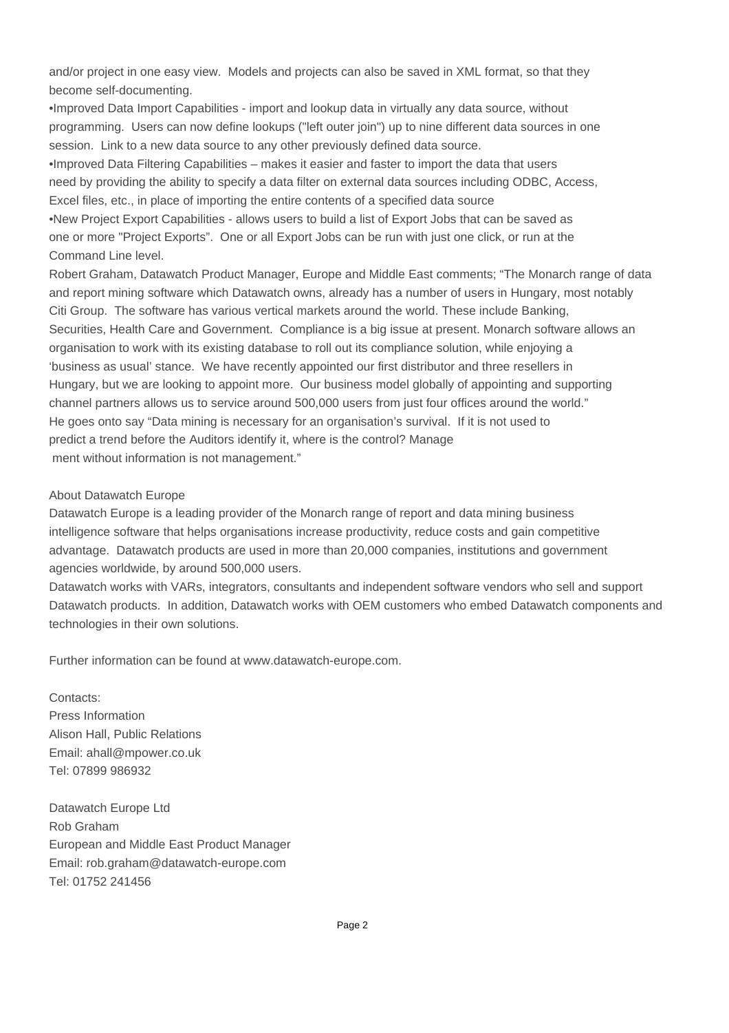and/or project in one easy view. Models and projects can also be saved in XML format, so that they become self-documenting.

- Improved Data Import Capabilities - import and lookup data in virtually any data source, without programming. Users can now define lookups ("left outer join") up to nine different data sources in one session. Link to a new data source to any other previously defined data source.
- Improved Data Filtering Capabilities – makes it easier and faster to import the data that users need by providing the ability to specify a data filter on external data sources including ODBC, Access, Excel files, etc., in place of importing the entire contents of a specified data source
- New Project Export Capabilities - allows users to build a list of Export Jobs that can be saved as one or more "Project Exports". One or all Export Jobs can be run with just one click, or run at the Command Line level.

Robert Graham, Datawatch Product Manager, Europe and Middle East comments; "The Monarch range of data and report mining software which Datawatch owns, already has a number of users in Hungary, most notably Citi Group. The software has various vertical markets around the world. These include Banking, Securities, Health Care and Government. Compliance is a big issue at present. Monarch software allows an organisation to work with its existing database to roll out its compliance solution, while enjoying a 'business as usual' stance. We have recently appointed our first distributor and three resellers in Hungary, but we are looking to appoint more. Our business model globally of appointing and supporting channel partners allows us to service around 500,000 users from just four offices around the world."
He goes onto say "Data mining is necessary for an organisation's survival. If it is not used to predict a trend before the Auditors identify it, where is the control? Manage ment without information is not management."

About Datawatch Europe

Datawatch Europe is a leading provider of the Monarch range of report and data mining business intelligence software that helps organisations increase productivity, reduce costs and gain competitive advantage. Datawatch products are used in more than 20,000 companies, institutions and government agencies worldwide, by around 500,000 users.

Datawatch works with VARs, integrators, consultants and independent software vendors who sell and support Datawatch products. In addition, Datawatch works with OEM customers who embed Datawatch components and technologies in their own solutions.

Further information can be found at www.datawatch-europe.com.

Contacts:
Press Information
Alison Hall, Public Relations
Email: ahall@mpower.co.uk
Tel: 07899 986932

Datawatch Europe Ltd
Rob Graham
European and Middle East Product Manager
Email: rob.graham@datawatch-europe.com
Tel: 01752 241456